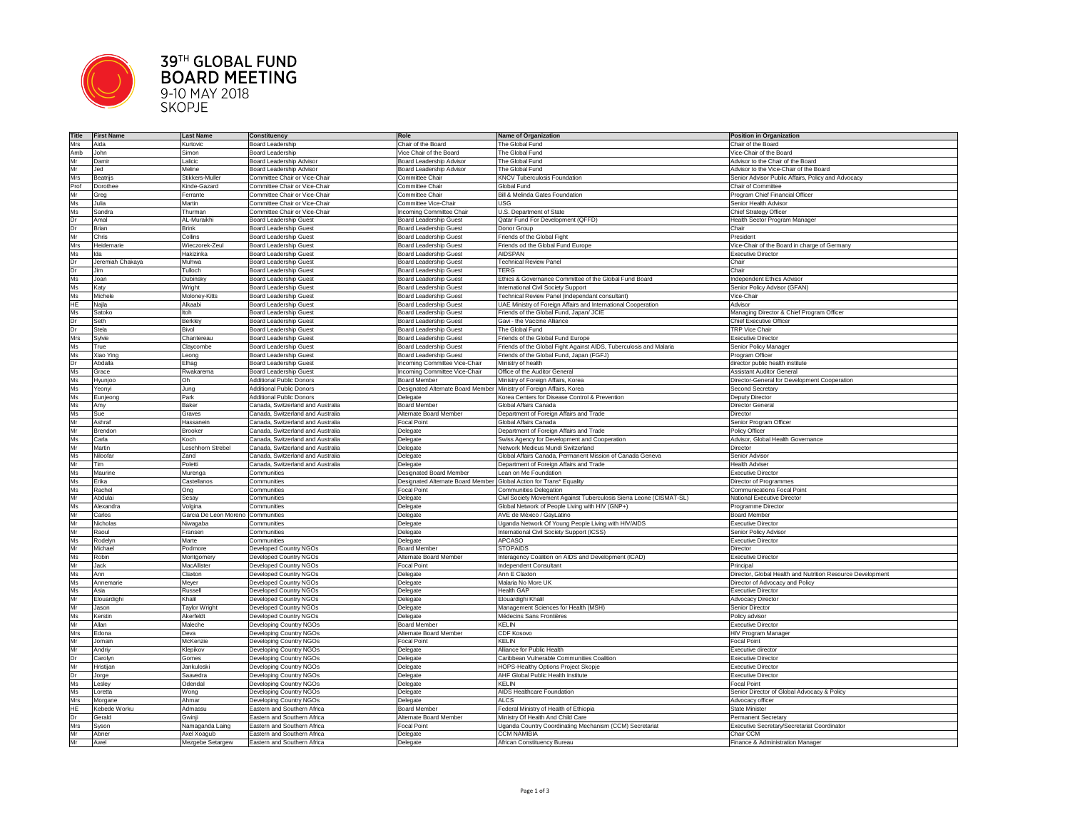# 39[TH] GLOBAL FUND BOARD MEETING

9-10 MAY 2018

SKOPJE

| Title | First Name | Last Name | Constituency | Role | Name of Organization | Position in Organization |
|---|---|---|---|---|---|---|
| Mrs | Aida | Kurtovic | Board Leadership | Chair of the Board | The Global Fund | Chair of the Board |
| Amb | John | Simon | Board Leadership | Vice Chair of the Board | The Global Fund | Vice-Chair of the Board |
| Mr | Damir | Lalicic | Board Leadership Advisor | Board Leadership Advisor | The Global Fund | Advisor to the Chair of the Board |
| Mr | Jed | Meline | Board Leadership Advisor | Board Leadership Advisor | The Global Fund | Advisor to the Vice-Chair of the Board |
| Mrs | Beatrijs | Stikkers-Muller | Committee Chair or Vice-Chair | Committee Chair | KNCV Tuberculosis Foundation | Senior Advisor Public Affairs, Policy and Advocacy |
| Prof | Dorothee | Kinde-Gazard | Committee Chair or Vice-Chair | Committee Chair | Global Fund | Chair of Committee |
| Mr | Greg | Ferrante | Committee Chair or Vice-Chair | Committee Chair | Bill & Melinda Gates Foundation | Program Chief Financial Officer |
| Ms | Julia | Martin | Committee Chair or Vice-Chair | Committee Vice-Chair | USG | Senior Health Advisor |
| Ms | Sandra | Thurman | Committee Chair or Vice-Chair | Incoming Committee Chair | U.S. Department of State | Chief Strategy Officer |
| Dr | Amal | AL-Muraikhi | Board Leadership Guest | Board Leadership Guest | Qatar Fund For Development (QFFD) | Health Sector Program Manager |
| Dr | Brian | Brink | Board Leadership Guest | Board Leadership Guest | Donor Group | Chair |
| Mr | Chris | Collins | Board Leadership Guest | Board Leadership Guest | Friends of the Global Fight | President |
| Mrs | Heidemarie | Wieczorek-Zeul | Board Leadership Guest | Board Leadership Guest | Friends od the Global Fund Europe | Vice-Chair of the Board in charge of Germany |
| Ms | Ida | Hakizinka | Board Leadership Guest | Board Leadership Guest | AIDSPAN | Executive Director |
| Dr | Jeremiah Chakaya | Muhwa | Board Leadership Guest | Board Leadership Guest | Technical Review Panel | Chair |
| Dr | Jim | Tulloch | Board Leadership Guest | Board Leadership Guest | TERG | Chair |
| Ms | Joan | Dubinsky | Board Leadership Guest | Board Leadership Guest | Ethics & Governance Committee of the Global Fund Board | Independent Ethics Advisor |
| Ms | Katy | Wright | Board Leadership Guest | Board Leadership Guest | International Civil Society Support | Senior Policy Advisor (GFAN) |
| Ms | Michele | Moloney-Kitts | Board Leadership Guest | Board Leadership Guest | Technical Review Panel (independant consultant) | Vice-Chair |
| HE | Najla | Alkaabi | Board Leadership Guest | Board Leadership Guest | UAE Ministry of Foreign Affairs and International Cooperation | Advisor |
| Ms | Satoko | Itoh | Board Leadership Guest | Board Leadership Guest | Friends of the Global Fund, Japan/ JCIE | Managing Director & Chief Program Officer |
| Dr | Seth | Berkley | Board Leadership Guest | Board Leadership Guest | Gavi - the Vaccine Alliance | Chief Executive Officer |
| Dr | Stela | Bivol | Board Leadership Guest | Board Leadership Guest | The Global Fund | TRP Vice Chair |
| Mrs | Sylvie | Chantereau | Board Leadership Guest | Board Leadership Guest | Friends of the Global Fund Europe | Executive Director |
| Ms | True | Claycombe | Board Leadership Guest | Board Leadership Guest | Friends of the Global Fight Against AIDS, Tuberculosis and Malaria | Senior Policy Manager |
| Ms | Xiao Ying | Leong | Board Leadership Guest | Board Leadership Guest | Friends of the Global Fund, Japan (FGFJ) | Program Officer |
| Dr | Abdalla | Elhag | Board Leadership Guest | Incoming Committee Vice-Chair | Ministry of health | director public health institute |
| Ms | Grace | Rwakarema | Board Leadership Guest | Incoming Committee Vice-Chair | Office of the Auditor General | Assistant Auditor General |
| Ms | Hyunjoo | Oh | Additional Public Donors | Board Member | Ministry of Foreign Affairs, Korea | Director-General for Development Cooperation |
| Ms | Yeonyi | Jung | Additional Public Donors | Designated Alternate Board Member | Ministry of Foreign Affairs, Korea | Second Secretary |
| Ms | Eunjeong | Park | Additional Public Donors | Delegate | Korea Centers for Disease Control & Prevention | Deputy Director |
| Ms | Amy | Baker | Canada, Switzerland and Australia | Board Member | Global Affairs Canada | Director General |
| Ms | Sue | Graves | Canada, Switzerland and Australia | Alternate Board Member | Department of Foreign Affairs and Trade | Director |
| Mr | Ashraf | Hassanein | Canada, Switzerland and Australia | Focal Point | Global Affairs Canada | Senior Program Officer |
| Mr | Brendon | Brooker | Canada, Switzerland and Australia | Delegate | Department of Foreign Affairs and Trade | Policy Officer |
| Ms | Carla | Koch | Canada, Switzerland and Australia | Delegate | Swiss Agency for Development and Cooperation | Advisor, Global Health Governance |
| Mr | Martin | Leschhorn Strebel | Canada, Switzerland and Australia | Delegate | Network Medicus Mundi Switzerland | Director |
| Ms | Niloofar | Zand | Canada, Switzerland and Australia | Delegate | Global Affairs Canada, Permanent Mission of Canada Geneva | Senior Advisor |
| Mr | Tim | Poletti | Canada, Switzerland and Australia | Delegate | Department of Foreign Affairs and Trade | Health Adviser |
| Ms | Maurine | Murenga | Communities | Designated Board Member | Lean on Me Foundation | Executive Director |
| Ms | Erika | Castellanos | Communities | Designated Alternate Board Member | Global Action for Trans* Equality | Director of Programmes |
| Ms | Rachel | Ong | Communities | Focal Point | Communities Delegation | Communications Focal Point |
| Mr | Abdulai | Sesay | Communities | Delegate | Civil Society Movement Against Tuberculosis Sierra Leone (CISMAT-SL) | National Executive Director |
| Ms | Alexandra | Volgina | Communities | Delegate | Global Network of People Living with HIV (GNP+) | Programme Director |
| Mr | Carlos | Garcia De Leon Moreno | Communities | Delegate | AVE de México / GayLatino | Board Member |
| Mr | Nicholas | Niwagaba | Communities | Delegate | Uganda Network Of Young People Living with HIV/AIDS | Executive Director |
| Mr | Raoul | Fransen | Communities | Delegate | International Civil Society Support (ICSS) | Senior Policy Advisor |
| Ms | Rodelyn | Marte | Communities | Delegate | APCASO | Executive Director |
| Mr | Michael | Podmore | Developed Country NGOs | Board Member | STOPAIDS | Director |
| Ms | Robin | Montgomery | Developed Country NGOs | Alternate Board Member | Interagency Coalition on AIDS and Development (ICAD) | Executive Director |
| Mr | Jack | MacAllister | Developed Country NGOs | Focal Point | Independent Consultant | Principal |
| Ms | Ann | Claxton | Developed Country NGOs | Delegate | Ann E Claxton | Director, Global Health and Nutrition Resource Development |
| Ms | Annemarie | Meyer | Developed Country NGOs | Delegate | Malaria No More UK | Director of Advocacy and Policy |
| Ms | Asia | Russell | Developed Country NGOs | Delegate | Health GAP | Executive Director |
| Mr | Elouardighi | Khalil | Developed Country NGOs | Delegate | Elouardighi Khalil | Advocacy Director |
| Mr | Jason | Taylor Wright | Developed Country NGOs | Delegate | Management Sciences for Health (MSH) | Senior Director |
| Ms | Kerstin | Akerfeldt | Developed Country NGOs | Delegate | Médecins Sans Frontières | Policy advisor |
| Mr | Allan | Maleche | Developing Country NGOs | Board Member | KELIN | Executive Director |
| Mrs | Edona | Deva | Developing Country NGOs | Alternate Board Member | CDF Kosovo | HIV Program Manager |
| Mr | Jomain | McKenzie | Developing Country NGOs | Focal Point | KELIN | Focal Point |
| Mr | Andriy | Klepikov | Developing Country NGOs | Delegate | Alliance for Public Health | Executive director |
| Dr | Carolyn | Gomes | Developing Country NGOs | Delegate | Caribbean Vulnerable Communities Coalition | Executive Director |
| Mr | Hristijan | Jankuloski | Developing Country NGOs | Delegate | HOPS-Healthy Options Project Skopje | Executive Director |
| Dr | Jorge | Saavedra | Developing Country NGOs | Delegate | AHF Global Public Health Institute | Executive Director |
| Ms | Lesley | Odendal | Developing Country NGOs | Delegate | KELIN | Focal Point |
| Ms | Loretta | Wong | Developing Country NGOs | Delegate | AIDS Healthcare Foundation | Senior Director of Global Advocacy & Policy |
| Mrs | Morgane | Ahmar | Developing Country NGOs | Delegate | ALCS | Advocacy officer |
| HE | Kebede Worku | Admassu | Eastern and Southern Africa | Board Member | Federal Ministry of Health of Ethiopia | State Minister |
| Dr | Gerald | Gwinji | Eastern and Southern Africa | Alternate Board Member | Ministry Of Health And Child Care | Permanent Secretary |
| Mrs | Syson | Namaganda Laing | Eastern and Southern Africa | Focal Point | Uganda Country Coordinating Mechanism (CCM) Secretariat | Executive Secretary/Secretariat Coordinator |
| Mr | Abner | Axel Xoagub | Eastern and Southern Africa | Delegate | CCM NAMIBIA | Chair CCM |
| Mr | Awel | Mezgebe Setargew | Eastern and Southern Africa | Delegate | African Constituency Bureau | Finance & Administration Manager |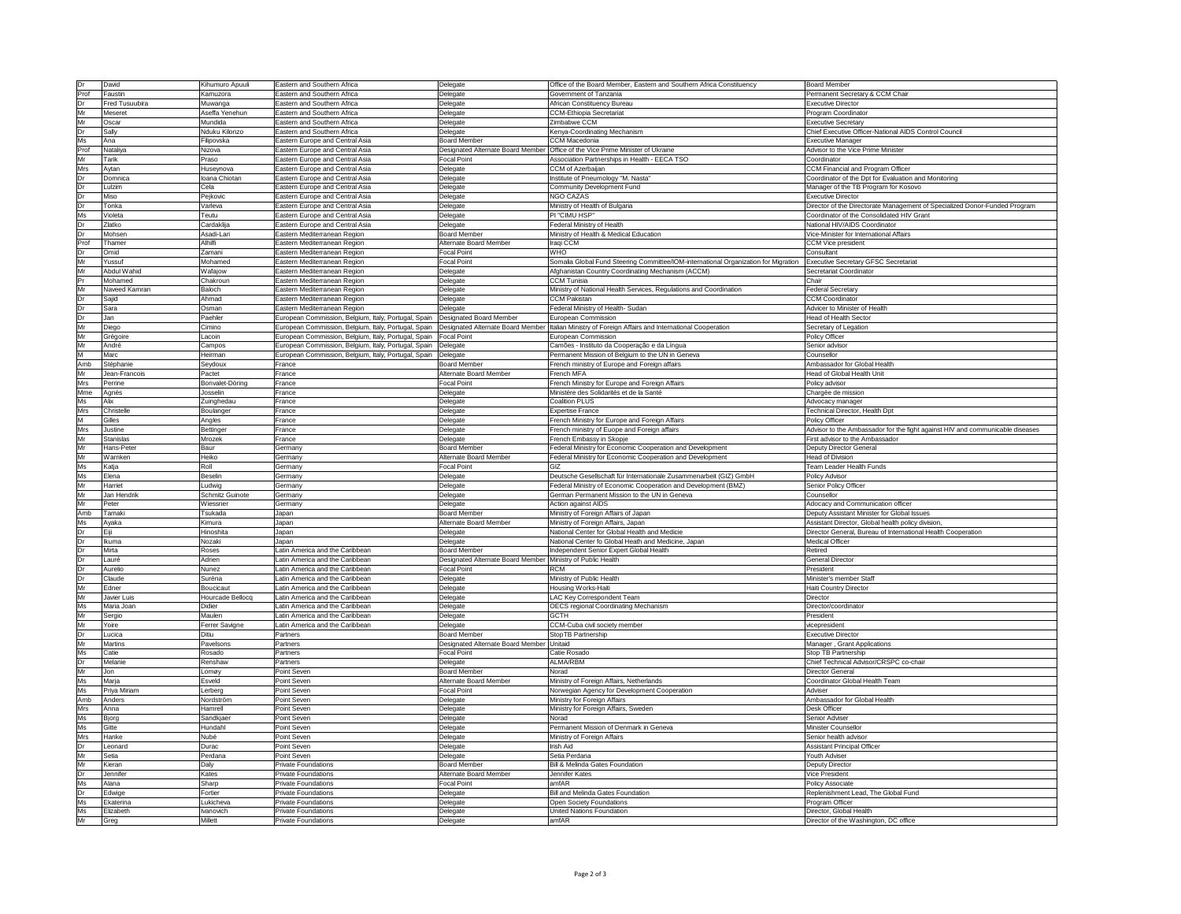| Dr | David | Kihumuro Apuuli | Eastern and Southern Africa | Delegate | Office of the Board Member, Eastern and Southern Africa Constituency | Board Member |
|---|---|---|---|---|---|---|
| Prof | Faustin | Kamuzora | Eastern and Southern Africa | Delegate | Government of Tanzania | Permanent Secretary & CCM Chair |
| Dr | Fred Tusuubira | Muwanga | Eastern and Southern Africa | Delegate | African Constituency Bureau | Executive Director |
| Mr | Meseret | Aseffa Yenehun | Eastern and Southern Africa | Delegate | CCM-Ethiopia Secretariat | Program Coordinator |
| Mr | Oscar | Mundida | Eastern and Southern Africa | Delegate | Zimbabwe CCM | Executive Secretary |
| Dr | Sally | Nduku Kilonzo | Eastern and Southern Africa | Delegate | Kenya-Coordinating Mechanism | Chief Executive Officer-National AIDS Control Council |
| Ms | Ana | Filipovska | Eastern Europe and Central Asia | Board Member | CCM Macedonia | Executive Manager |
| Prof | Nataliya | Nizova | Eastern Europe and Central Asia | Designated Alternate Board Member | Office of the Vice Prime Minister of Ukraine | Advisor to the Vice Prime Minister |
| Mr | Tarik | Praso | Eastern Europe and Central Asia | Focal Point | Association Partnerships in Health - EECA TSO | Coordinator |
| Mrs | Aytan | Huseynova | Eastern Europe and Central Asia | Delegate | CCM of Azerbaijan | CCM Financial and Program Officer |
| Dr | Domnica | Ioana Chiotan | Eastern Europe and Central Asia | Delegate | Institute of Pneumology "M. Nasta" | Coordinator of the Dpt for Evaluation and Monitoring |
| Dr | Lulzim | Cela | Eastern Europe and Central Asia | Delegate | Community Development Fund | Manager of the TB Program for Kosovo |
| Mr | Miso | Pejkovic | Eastern Europe and Central Asia | Delegate | NGO CAZAS | Executive Director |
| Dr | Tonka | Varleva | Eastern Europe and Central Asia | Delegate | Ministry of Health of Bulgaria | Director of the Directorate Management of Specialized Donor-Funded Program |
| Ms | Violeta | Teutu | Eastern Europe and Central Asia | Delegate | PI "CIMU HSP" | Coordinator of the Consolidated HIV Grant |
| Dr | Zlatko | Cardaklija | Eastern Europe and Central Asia | Delegate | Federal Ministry of Health | National HIV/AIDS Coordinator |
| Dr | Mohsen | Asadi-Lari | Eastern Mediterranean Region | Board Member | Ministry of Health & Medical Education | Vice-Minister for International Affairs |
| Prof | Thamer | Alhilfi | Eastern Mediterranean Region | Alternate Board Member | Iraqi CCM | CCM Vice president |
| Dr | Omid | Zamani | Eastern Mediterranean Region | Focal Point | WHO | Consultant |
| Mr | Yussuf | Mohamed | Eastern Mediterranean Region | Focal Point | Somalia Global Fund Steering Committee/IOM-international Organization for Migration | Executive Secretary GFSC Secretariat |
| Mr | Abdul Wahid | Wafajow | Eastern Mediterranean Region | Delegate | Afghanistan Country Coordinating Mechanism (ACCM) | Secretariat Coordinator |
| Pr | Mohamed | Chakroun | Eastern Mediterranean Region | Delegate | CCM Tunisia | Chair |
| Mr | Naveed Kamran | Baloch | Eastern Mediterranean Region | Delegate | Ministry of National Health Services, Regulations and Coordination | Federal Secretary |
| Dr | Sajid | Ahmad | Eastern Mediterranean Region | Delegate | CCM Pakistan | CCM Coordinator |
| Dr | Sara | Osman | Eastern Mediterranean Region | Delegate | Federal Ministry of Health- Sudan | Adviser to Minister of Health |
| Dr | Jan | Paehler | European Commission, Belgium, Italy, Portugal, Spain | Designated Board Member | European Commission | Head of Health Sector |
| Mr | Diego | Cimino | European Commission, Belgium, Italy, Portugal, Spain | Designated Alternate Board Member | Italian Ministry of Foreign Affairs and International Cooperation | Secretary of Legation |
| Mr | Grégoire | Lacoin | European Commission, Belgium, Italy, Portugal, Spain | Focal Point | European Commission | Policy Officer |
| Mr | André | Campos | European Commission, Belgium, Italy, Portugal, Spain | Delegate | Camões - Instituto da Cooperação e da Língua | Senior advisor |
| M | Marc | Heirman | European Commission, Belgium, Italy, Portugal, Spain | Delegate | Permanent Mission of Belgium to the UN in Geneva | Counsellor |
| Amb | Stéphanie | Seydoux | France | Board Member | French ministry of Europe and Foreign affairs | Ambassador for Global Health |
| Mr | Jean-Francois | Pactet | France | Alternate Board Member | French MFA | Head of Global Health Unit |
| Mrs | Perrine | Bonvalet-Döring | France | Focal Point | French Ministry for Europe and Foreign Affairs | Policy advisor |
| Mme | Agnès | Josselin | France | Delegate | Ministère des Solidarités et de la Santé | Chargée de mission |
| Ms | Alix | Zuinghedau | France | Delegate | Coalition PLUS | Advocacy manager |
| Mrs | Christelle | Boulanger | France | Delegate | Expertise France | Technical Director, Health Dpt |
| M | Gilles | Angles | France | Delegate | French Ministry for Europe and Foreign Affairs | Policy Officer |
| Mrs | Justine | Bettinger | France | Delegate | French ministry of Europe and Foreign affairs | Advisor to the Ambassador for the fight against HIV and communicable diseases |
| Mr | Stanislas | Mrozek | France | Delegate | French Embassy in Skopje | First advisor to the Ambassador |
| Mr | Hans-Peter | Baur | Germany | Board Member | Federal Ministry for Economic Cooperation and Development | Deputy Director General |
| Mr | Warnken | Heiko | Germany | Alternate Board Member | Federal Ministry for Economic Cooperation and Development | Head of Division |
| Ms | Katja | Roll | Germany | Focal Point | GIZ | Team Leader Health Funds |
| Ms | Elena | Beselin | Germany | Delegate | Deutsche Gesellschaft für Internationale Zusammenarbeit (GIZ) GmbH | Policy Advisor |
| Mr | Harriet | Ludwig | Germany | Delegate | Federal Ministry of Economic Cooperation and Development (BMZ) | Senior Policy Officer |
| Mr | Jan Hendrik | Schmitz Guinote | Germany | Delegate | German Permanent Mission to the UN in Geneva | Counsellor |
| Mr | Peter | Wiessner | Germany | Delegate | Action against AIDS | Adocacy and Communication officer |
| Amb | Tamaki | Tsukada | Japan | Board Member | Ministry of Foreign Affairs of Japan | Deputy Assistant Minister for Global Issues |
| Ms | Ayaka | Kimura | Japan | Alternate Board Member | Ministry of Foreign Affairs, Japan | Assistant Director, Global health policy division, |
| Dr | Eiji | Hinoshita | Japan | Delegate | National Center for Global Health and Medicie | Director General, Bureau of International Health Cooperation |
| Dr | Ikuma | Nozaki | Japan | Delegate | National Center fo Global Heath and Medicine, Japan | Medical Officer |
| Dr | Mirta | Roses | Latin America and the Caribbean | Board Member | Independent Senior Expert Global Health | Retired |
| Dr | Lauré | Adrien | Latin America and the Caribbean | Designated Alternate Board Member | Ministry of Public Health | General Director |
| Dr | Aurelio | Nunez | Latin America and the Caribbean | Focal Point | RCM | President |
| Dr | Claude | Suréna | Latin America and the Caribbean | Delegate | Ministry of Public Health | Minister's member Staff |
| Mr | Edner | Boucicaut | Latin America and the Caribbean | Delegate | Housing Works-Haiti | Haiti Country Director |
| Mr | Javier Luis | Hourcade Bellocq | Latin America and the Caribbean | Delegate | LAC Key Correspondent Team | Director |
| Ms | Maria Joan | Didier | Latin America and the Caribbean | Delegate | OECS regional Coordinating Mechanism | Director/coordinator |
| Mr | Sergio | Maulen | Latin America and the Caribbean | Delegate | GCTH | President |
| Mr | Yoire | Ferrer Savigne | Latin America and the Caribbean | Delegate | CCM-Cuba civil society member | vicepresident |
| Dr | Lucica | Ditiu | Partners | Board Member | StopTB Partnership | Executive Director |
| Mr | Martins | Pavelsons | Partners | Designated Alternate Board Member | Unitaid | Manager , Grant Applications |
| Ms | Catie | Rosado | Partners | Focal Point | Catie Rosado | Stop TB Partnership |
| Dr | Melanie | Renshaw | Partners | Delegate | ALMA/RBM | Chief Technical Advisor/CRSPC co-chair |
| Mr | Jon | Lomøy | Point Seven | Board Member | Norad | Director General |
| Ms | Marja | Esveld | Point Seven | Alternate Board Member | Ministry of Foreign Affairs, Netherlands | Coordinator Global Health Team |
| Ms | Priya Miriam | Lerberg | Point Seven | Focal Point | Norwegian Agency for Development Cooperation | Adviser |
| Amb | Anders | Nordström | Point Seven | Delegate | Ministry for Foreign Affairs | Ambassador for Global Health |
| Mrs | Anna | Hamrell | Point Seven | Delegate | Ministry for Foreign Affairs, Sweden | Desk Officer |
| Ms | Bjorg | Sandkjaer | Point Seven | Delegate | Norad | Senior Adviser |
| Ms | Gitte | Hundahl | Point Seven | Delegate | Permanent Mission of Denmark in Geneva | Minister Counsellor |
| Mrs | Hanke | Nubé | Point Seven | Delegate | Ministry of Foreign Affairs | Senior health advisor |
| Dr | Leonard | Durac | Point Seven | Delegate | Irish Aid | Assistant Principal Officer |
| Mr | Setia | Perdana | Point Seven | Delegate | Setia Perdana | Youth Adviser |
| Mr | Kieran | Daly | Private Foundations | Board Member | Bill & Melinda Gates Foundation | Deputy Director |
| Dr | Jennifer | Kates | Private Foundations | Alternate Board Member | Jennifer Kates | Vice President |
| Ms | Alana | Sharp | Private Foundations | Focal Point | amfAR | Policy Associate |
| Dr | Edwige | Fortier | Private Foundations | Delegate | Bill and Melinda Gates Foundation | Replenishment Lead, The Global Fund |
| Ms | Ekaterina | Lukicheva | Private Foundations | Delegate | Open Society Foundations | Program Officer |
| Ms | Elizabeth | Ivanovich | Private Foundations | Delegate | United Nations Foundation | Director, Global Health |
| Mr | Greg | Millett | Private Foundations | Delegate | amfAR | Director of the Washington, DC office |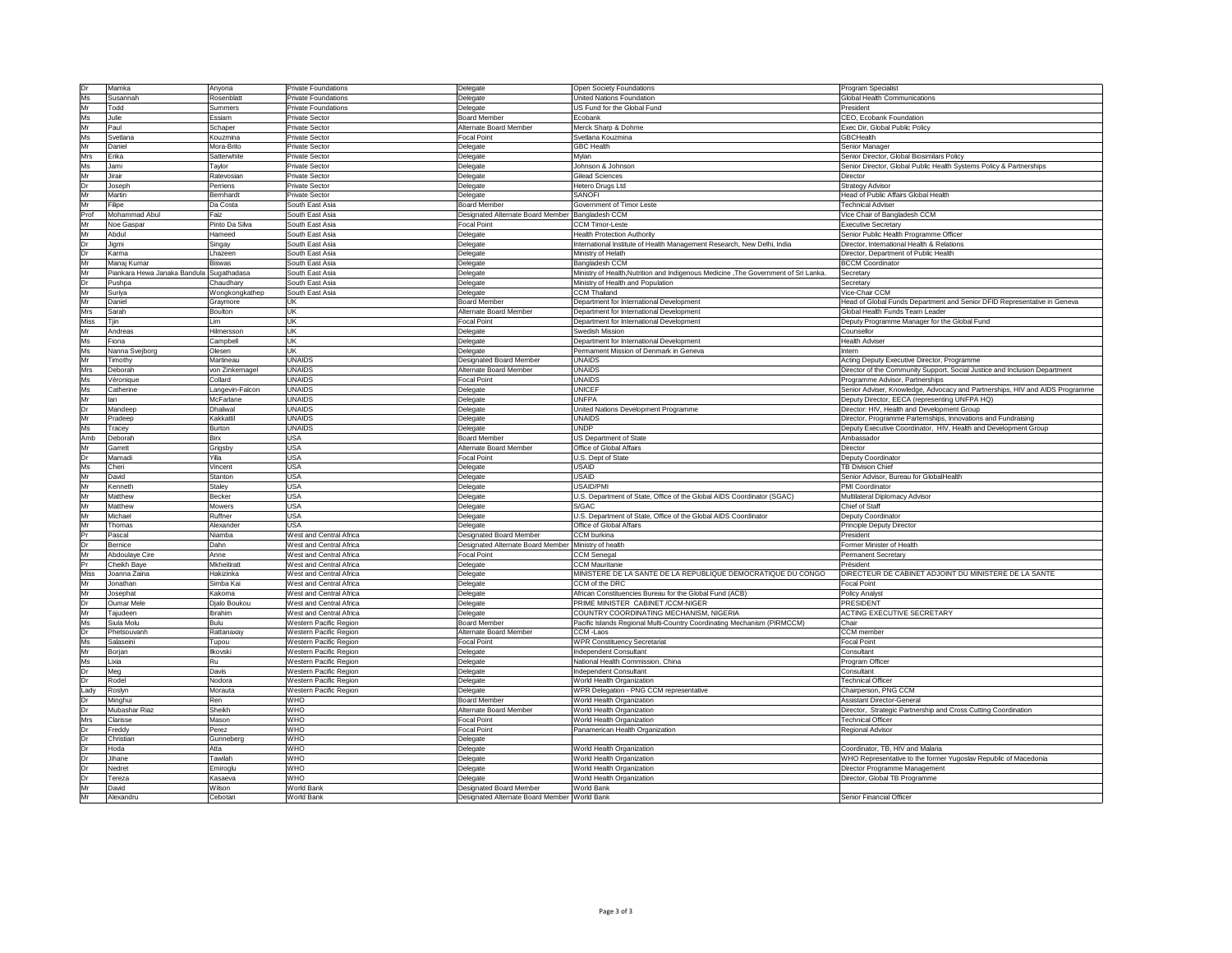| | | | | | | |
|---|---|---|---|---|---|---|
| Dr | Mamka | Anyona | Private Foundations | Delegate | Open Society Foundations | Program Specialist |
| Ms | Susannah | Rosenblatt | Private Foundations | Delegate | United Nations Foundation | Global Health Communications |
| Mr | Todd | Summers | Private Foundations | Delegate | US Fund for the Global Fund | President |
| Ms | Julie | Essiam | Private Sector | Board Member | Ecobank | CEO, Ecobank Foundation |
| Mr | Paul | Schaper | Private Sector | Alternate Board Member | Merck Sharp & Dohme | Exec Dir, Global Public Policy |
| Ms | Svetlana | Kouzmina | Private Sector | Focal Point | Svetlana Kouzmina | GBCHealth |
| Mr | Daniel | Mora-Brito | Private Sector | Delegate | GBC Health | Senior Manager |
| Mrs | Erika | Satterwhite | Private Sector | Delegate | Mylan | Senior Director, Global Biosimilars Policy |
| Ms | Jami | Taylor | Private Sector | Delegate | Johnson & Johnson | Senior Director, Global Public Health Systems Policy & Partnerships |
| Mr | Jirair | Ratevosian | Private Sector | Delegate | Gilead Sciences | Director |
| Dr | Joseph | Perriens | Private Sector | Delegate | Hetero Drugs Ltd | Strategy Advisor |
| Mr | Martin | Bernhardt | Private Sector | Delegate | SANOFI | Head of Public Affairs Global Health |
| Mr | Filipe | Da Costa | South East Asia | Board Member | Government of Timor Leste | Technical Adviser |
| Prof | Mohammad Abul | Faiz | South East Asia | Designated Alternate Board Member | Bangladesh CCM | Vice Chair of Bangladesh CCM |
| Mr | Noe Gaspar | Pinto Da Silva | South East Asia | Focal Point | CCM Timor-Leste | Executive Secretary |
| Mr | Abdul | Hameed | South East Asia | Delegate | Health Protection Authority | Senior Public Health Programme Officer |
| Dr | Jigmi | Singay | South East Asia | Delegate | International Institute of Health Management Research, New Delhi, India | Director, International Health & Relations |
| Dr | Karma | Lhazeen | South East Asia | Delegate | Ministry of Helath | Director, Department of Public Health |
| Mr | Manaj Kumar | Biswas | South East Asia | Delegate | Bangladesh CCM | BCCM Coordinator |
| Mr | Piankara Hewa Janaka Bandula | Sugathadasa | South East Asia | Delegate | Ministry of Health,Nutrition and Indigenous Medicine ,The Government of Sri Lanka. | Secretary |
| Dr | Pushpa | Chaudhary | South East Asia | Delegate | Ministry of Health and Population | Secretary |
| Mr | Suriya | Wongkongkathep | South East Asia | Delegate | CCM Thailand | Vice-Chair CCM |
| Mr | Daniel | Graymore | UK | Board Member | Department for International Development | Head of Global Funds Department and Senior DFID Representative in Geneva |
| Mrs | Sarah | Boulton | UK | Alternate Board Member | Department for International Development | Global Health Funds Team Leader |
| Miss | Tjin | Lim | UK | Focal Point | Department for International Development | Deputy Programme Manager for the Global Fund |
| Mr | Andreas | Hilmersson | UK | Delegate | Swedish Mission | Counsellor |
| Ms | Fiona | Campbell | UK | Delegate | Department for International Development | Health Adviser |
| Ms | Nanna Svejborg | Olesen | UK | Delegate | Permanent Mission of Denmark in Geneva | Intern |
| Mr | Timothy | Martineau | UNAIDS | Designated Board Member | UNAIDS | Acting Deputy Executive Director, Programme |
| Mrs | Deborah | von Zinkernagel | UNAIDS | Alternate Board Member | UNAIDS | Director of the Community Support, Social Justice and Inclusion Department |
| Ms | Véronique | Collard | UNAIDS | Focal Point | UNAIDS | Programme Advisor, Partnerships |
| Ms | Catherine | Langevin-Falcon | UNAIDS | Delegate | UNICEF | Senior Adviser, Knowledge, Advocacy and Partnerships, HIV and AIDS Programme |
| Mr | Ian | McFarlane | UNAIDS | Delegate | UNFPA | Deputy Director, EECA (representing UNFPA HQ) |
| Dr | Mandeep | Dhaliwal | UNAIDS | Delegate | United Nations Development Programme | Director: HIV, Health and Development Group |
| Mr | Pradeep | Kakkattil | UNAIDS | Delegate | UNAIDS | Director, Programme Partnerships, Innovations and Fundraising |
| Ms | Tracey | Burton | UNAIDS | Delegate | UNDP | Deputy Executive Coordinator, HIV, Health and Development Group |
| Amb | Deborah | Birx | USA | Board Member | US Department of State | Ambassador |
| Mr | Garrett | Grigsby | USA | Alternate Board Member | Office of Global Affairs | Director |
| Dr | Mamadi | Yilla | USA | Focal Point | U.S. Dept of State | Deputy Coordinator |
| Ms | Cheri | Vincent | USA | Delegate | USAID | TB Division Chief |
| Mr | David | Stanton | USA | Delegate | USAID | Senior Advisor, Bureau for GlobalHealth |
| Mr | Kenneth | Staley | USA | Delegate | USAID/PMI | PMI Coordinator |
| Mr | Matthew | Becker | USA | Delegate | U.S. Department of State, Office of the Global AIDS Coordinator (SGAC) | Multilateral Diplomacy Advisor |
| Mr | Matthew | Mowers | USA | Delegate | S/GAC | Chief of Staff |
| Mr | Michael | Ruffner | USA | Delegate | U.S. Department of State, Office of the Global AIDS Coordinator | Deputy Coordinator |
| Mr | Thomas | Alexander | USA | Delegate | Office of Global Affairs | Principle Deputy Director |
| Pr | Pascal | Niamba | West and Central Africa | Designated Board Member | CCM burkina | President |
| Dr | Bernice | Dahn | West and Central Africa | Designated Alternate Board Member | Ministry of health | Former Minister of Health |
| Mr | Abdoulaye Cire | Anne | West and Central Africa | Focal Point | CCM Senegal | Permanent Secretary |
| Pr | Cheikh Baye | Mkheitiratt | West and Central Africa | Delegate | CCM Mauritanie | Président |
| Miss | Joanna Zaina | Hakizinka | West and Central Africa | Delegate | MINISTERE DE LA SANTE DE LA REPUBLIQUE DEMOCRATIQUE DU CONGO | DIRECTEUR DE CABINET ADJOINT DU MINISTERE DE LA SANTE |
| Mr | Jonathan | Simba Kai | West and Central Africa | Delegate | CCM of the DRC | Focal Point |
| Mr | Josephat | Kakoma | West and Central Africa | Delegate | African Constituencies Bureau for the Global Fund (ACB) | Policy Analyst |
| Dr | Oumar Mele | Djalo Boukou | West and Central Africa | Delegate | PRIME MINISTER CABINET /CCM-NIGER | PRESIDENT |
| Mr | Tajudeen | Ibrahim | West and Central Africa | Delegate | COUNTRY COORDINATING MECHANISM, NIGERIA | ACTING EXECUTIVE SECRETARY |
| Ms | Siula Molu | Bulu | Western Pacific Region | Board Member | Pacific Islands Regional Multi-Country Coordinating Mechanism (PIRMCCM) | Chair |
| Dr | Phetsouvanh | Rattanaxay | Western Pacific Region | Alternate Board Member | CCM -Laos | CCM member |
| Ms | Salaseini | Tupou | Western Pacific Region | Focal Point | WPR Constituency Secretariat | Focal Point |
| Mr | Borjan | Ilkovski | Western Pacific Region | Delegate | Independent Consultant | Consultant |
| Ms | Lixia | Ru | Western Pacific Region | Delegate | National Health Commission, China | Program Officer |
| Dr | Meg | Davis | Western Pacific Region | Delegate | Independent Consultant | Consultant |
| Dr | Rodel | Nodora | Western Pacific Region | Delegate | World Health Organization | Technical Officer |
| Lady | Roslyn | Morauta | Western Pacific Region | Delegate | WPR Delegation - PNG CCM representative | Chairperson, PNG CCM |
| Dr | Minghui | Ren | WHO | Board Member | World Health Organization | Assistant Director-General |
| Dr | Mubashar Riaz | Sheikh | WHO | Alternate Board Member | World Health Organization | Director, Strategic Partnership and Cross Cutting Coordination |
| Mrs | Clarisse | Mason | WHO | Focal Point | World Health Organization | Technical Officer |
| Dr | Freddy | Perez | WHO | Focal Point | Panamerican Health Organization | Regional Advisor |
| Dr | Christian | Gunneberg | WHO | Delegate | | |
| Dr | Hoda | Atta | WHO | Delegate | World Health Organization | Coordinator, TB, HIV and Malaria |
| Dr | Jihane | Tawilah | WHO | Delegate | World Health Organization | WHO Representative to the former Yugoslav Republic of Macedonia |
| Dr | Nedret | Emiroglu | WHO | Delegate | World Health Organization | Director Programme Management |
| Dr | Tereza | Kasaeva | WHO | Delegate | World Health Organization | Director, Global TB Programme |
| Mr | David | Wilson | World Bank | Designated Board Member | World Bank | |
| Mr | Alexandru | Cebotari | World Bank | Designated Alternate Board Member | World Bank | Senior Financial Officer |